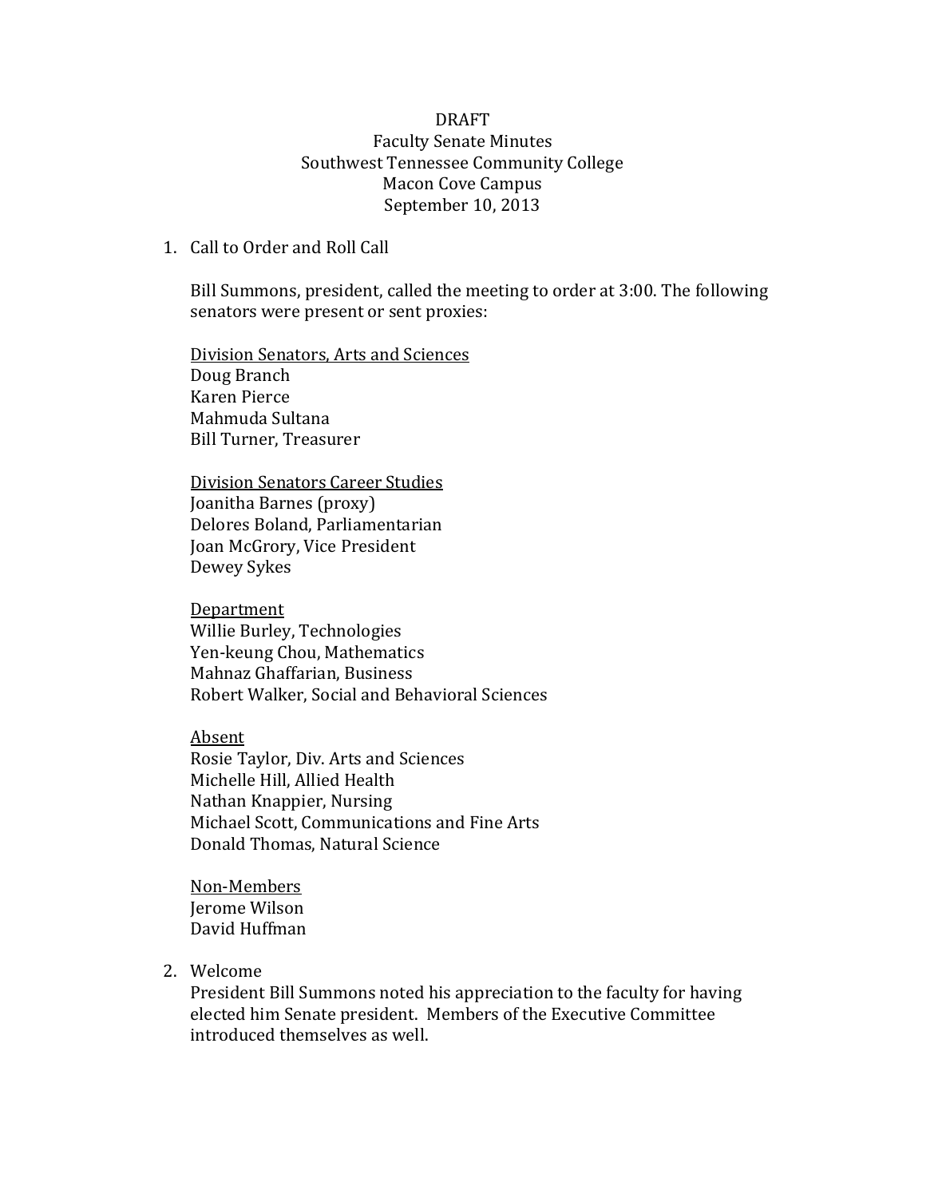DRAFT
Faculty Senate Minutes
Southwest Tennessee Community College
Macon Cove Campus
September 10, 2013

1. Call to Order and Roll Call

   Bill Summons, president, called the meeting to order at 3:00. The following senators were present or sent proxies:

   <u>Division Senators, Arts and Sciences</u>
   Doug Branch
   Karen Pierce
   Mahmuda Sultana
   Bill Turner, Treasurer

   <u>Division Senators Career Studies</u>
   Joanitha Barnes (proxy)
   Delores Boland, Parliamentarian
   Joan McGrory, Vice President
   Dewey Sykes

   <u>Department</u>
   Willie Burley, Technologies
   Yen-keung Chou, Mathematics
   Mahnaz Ghaffarian, Business
   Robert Walker, Social and Behavioral Sciences

   <u>Absent</u>
   Rosie Taylor, Div. Arts and Sciences
   Michelle Hill, Allied Health
   Nathan Knappier, Nursing
   Michael Scott, Communications and Fine Arts
   Donald Thomas, Natural Science

   <u>Non-Members</u>
   Jerome Wilson
   David Huffman

2. Welcome
   President Bill Summons noted his appreciation to the faculty for having elected him Senate president. Members of the Executive Committee introduced themselves as well.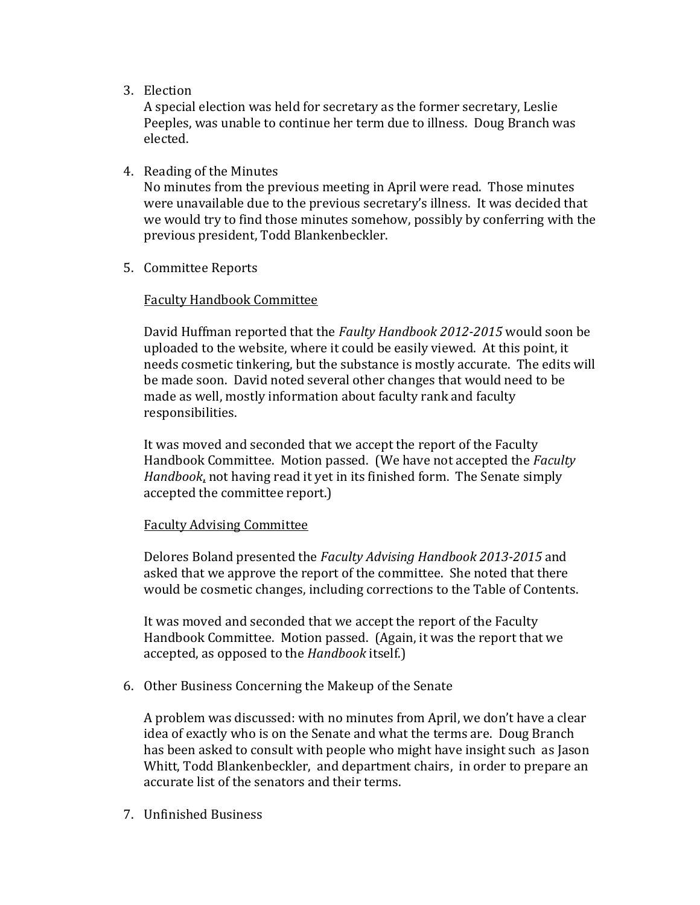3. Election

   A special election was held for secretary as the former secretary, Leslie Peeples, was unable to continue her term due to illness. Doug Branch was elected.

4. Reading of the Minutes

   No minutes from the previous meeting in April were read. Those minutes were unavailable due to the previous secretary's illness. It was decided that we would try to find those minutes somehow, possibly by conferring with the previous president, Todd Blankenbeckler.

5. Committee Reports

   <u>Faculty Handbook Committee</u>

   David Huffman reported that the *Faulty Handbook 2012-2015* would soon be uploaded to the website, where it could be easily viewed. At this point, it needs cosmetic tinkering, but the substance is mostly accurate. The edits will be made soon. David noted several other changes that would need to be made as well, mostly information about faculty rank and faculty responsibilities.

   It was moved and seconded that we accept the report of the Faculty Handbook Committee. Motion passed. (We have not accepted the *Faculty Handbook*, not having read it yet in its finished form. The Senate simply accepted the committee report.)

   <u>Faculty Advising Committee</u>

   Delores Boland presented the *Faculty Advising Handbook 2013-2015* and asked that we approve the report of the committee. She noted that there would be cosmetic changes, including corrections to the Table of Contents.

   It was moved and seconded that we accept the report of the Faculty Handbook Committee. Motion passed. (Again, it was the report that we accepted, as opposed to the *Handbook* itself.)

6. Other Business Concerning the Makeup of the Senate

   A problem was discussed: with no minutes from April, we don't have a clear idea of exactly who is on the Senate and what the terms are. Doug Branch has been asked to consult with people who might have insight such as Jason Whitt, Todd Blankenbeckler, and department chairs, in order to prepare an accurate list of the senators and their terms.

7. Unfinished Business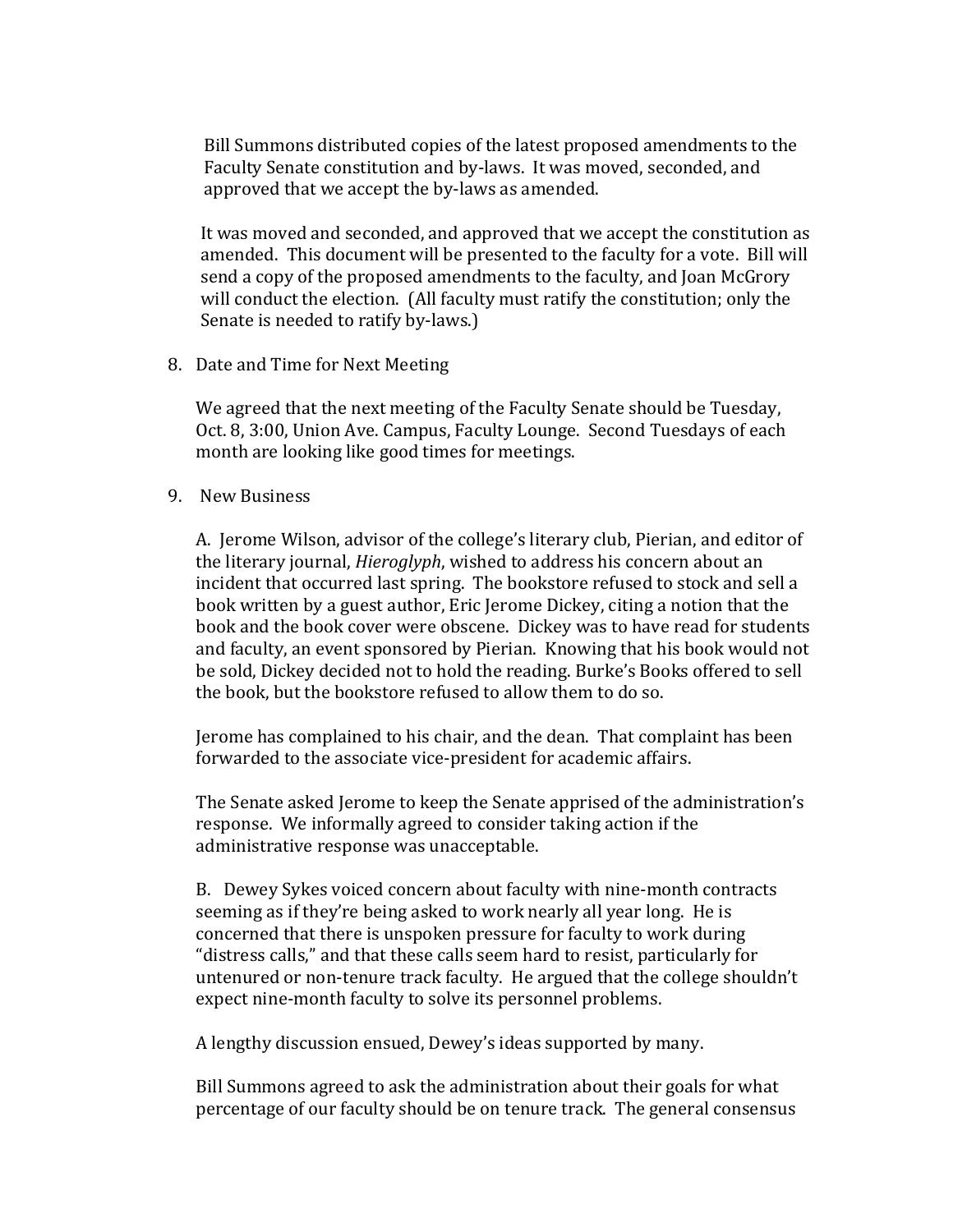Bill Summons distributed copies of the latest proposed amendments to the Faculty Senate constitution and by-laws. It was moved, seconded, and approved that we accept the by-laws as amended.

It was moved and seconded, and approved that we accept the constitution as amended. This document will be presented to the faculty for a vote. Bill will send a copy of the proposed amendments to the faculty, and Joan McGrory will conduct the election. (All faculty must ratify the constitution; only the Senate is needed to ratify by-laws.)

8. Date and Time for Next Meeting

   We agreed that the next meeting of the Faculty Senate should be Tuesday, Oct. 8, 3:00, Union Ave. Campus, Faculty Lounge. Second Tuesdays of each month are looking like good times for meetings.

9. New Business

   A. Jerome Wilson, advisor of the college's literary club, Pierian, and editor of the literary journal, *Hieroglyph*, wished to address his concern about an incident that occurred last spring. The bookstore refused to stock and sell a book written by a guest author, Eric Jerome Dickey, citing a notion that the book and the book cover were obscene. Dickey was to have read for students and faculty, an event sponsored by Pierian. Knowing that his book would not be sold, Dickey decided not to hold the reading. Burke's Books offered to sell the book, but the bookstore refused to allow them to do so.

   Jerome has complained to his chair, and the dean. That complaint has been forwarded to the associate vice-president for academic affairs.

   The Senate asked Jerome to keep the Senate apprised of the administration's response. We informally agreed to consider taking action if the administrative response was unacceptable.

   B. Dewey Sykes voiced concern about faculty with nine-month contracts seeming as if they're being asked to work nearly all year long. He is concerned that there is unspoken pressure for faculty to work during "distress calls," and that these calls seem hard to resist, particularly for untenured or non-tenure track faculty. He argued that the college shouldn't expect nine-month faculty to solve its personnel problems.

   A lengthy discussion ensued, Dewey's ideas supported by many.

   Bill Summons agreed to ask the administration about their goals for what percentage of our faculty should be on tenure track. The general consensus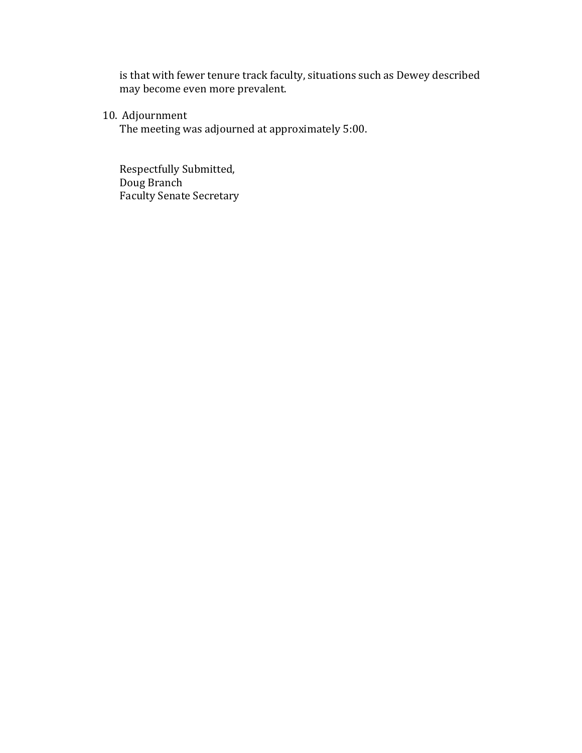is that with fewer tenure track faculty, situations such as Dewey described may become even more prevalent.

10. Adjournment
    The meeting was adjourned at approximately 5:00.

Respectfully Submitted,
Doug Branch
Faculty Senate Secretary